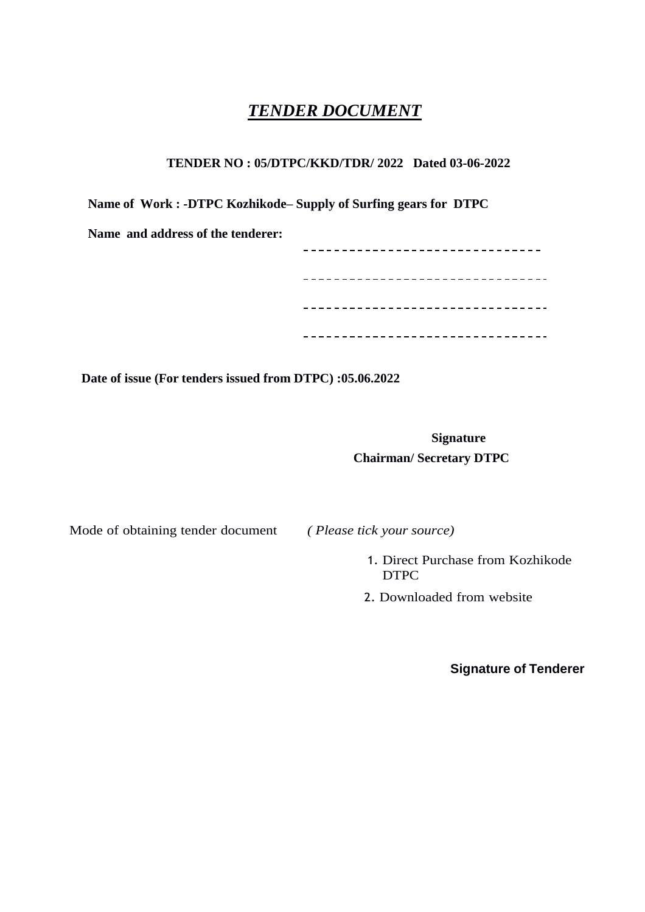# ***TENDER DOCUMENT***

**TENDER NO : 05/DTPC/KKD/TDR/ 2022 Dated 03-06-2022**

**Name of Work : -DTPC Kozhikode– Supply of Surfing gears for DTPC**

**Name and address of the tenderer:**

--------------------------------

--------------------------------

--------------------------------

--------------------------------

**Date of issue (For tenders issued from DTPC) :05.06.2022**

**Signature**

**Chairman/ Secretary DTPC**

Mode of obtaining tender document *( Please tick your source)*

1. Direct Purchase from Kozhikode DTPC
2. Downloaded from website

**Signature of Tenderer**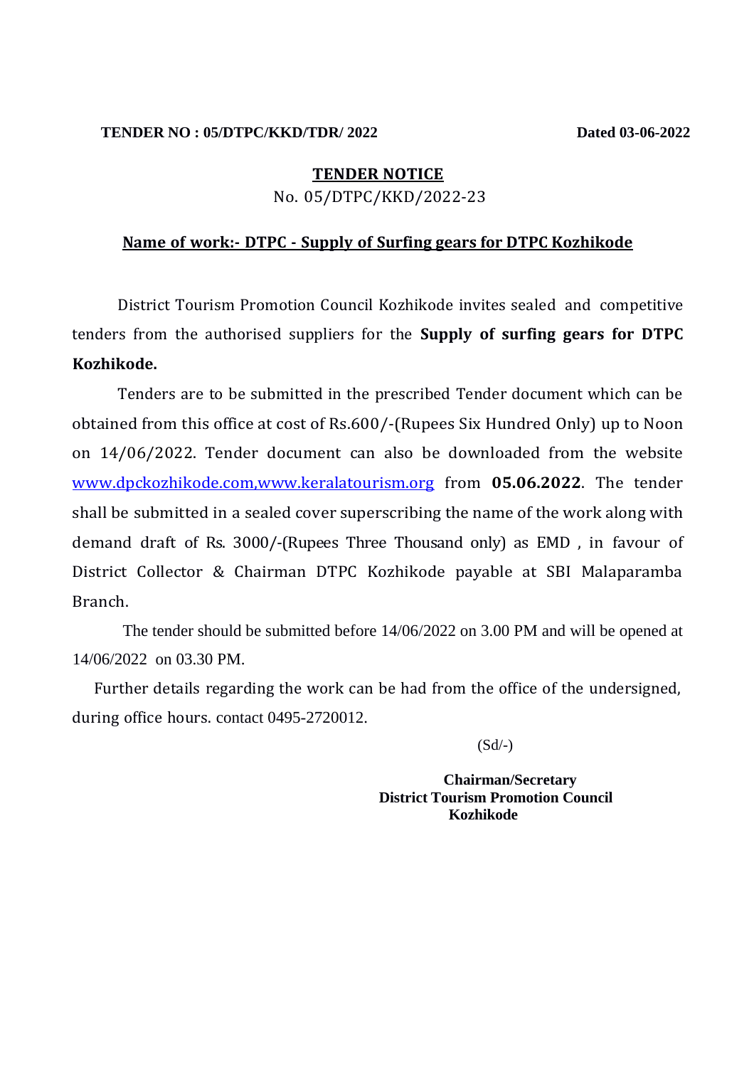**TENDER NO : 05/DTPC/KKD/TDR/ 2022** **Dated 03-06-2022**

# TENDER NOTICE

No. 05/DTPC/KKD/2022-23

## Name of work:- DTPC - Supply of Surfing gears for DTPC Kozhikode

District Tourism Promotion Council Kozhikode invites sealed and competitive tenders from the authorised suppliers for the **Supply of surfing gears for DTPC Kozhikode.**

Tenders are to be submitted in the prescribed Tender document which can be obtained from this office at cost of Rs.600/-(Rupees Six Hundred Only) up to Noon on 14/06/2022. Tender document can also be downloaded from the website www.dpckozhikode.com,www.keralatourism.org from **05.06.2022**. The tender shall be submitted in a sealed cover superscribing the name of the work along with demand draft of Rs. 3000/-(Rupees Three Thousand only) as EMD , in favour of District Collector & Chairman DTPC Kozhikode payable at SBI Malaparamba Branch.

The tender should be submitted before 14/06/2022 on 3.00 PM and will be opened at 14/06/2022 on 03.30 PM.

Further details regarding the work can be had from the office of the undersigned, during office hours. contact 0495-2720012.

(Sd/-)

**Chairman/Secretary**
**District Tourism Promotion Council**
**Kozhikode**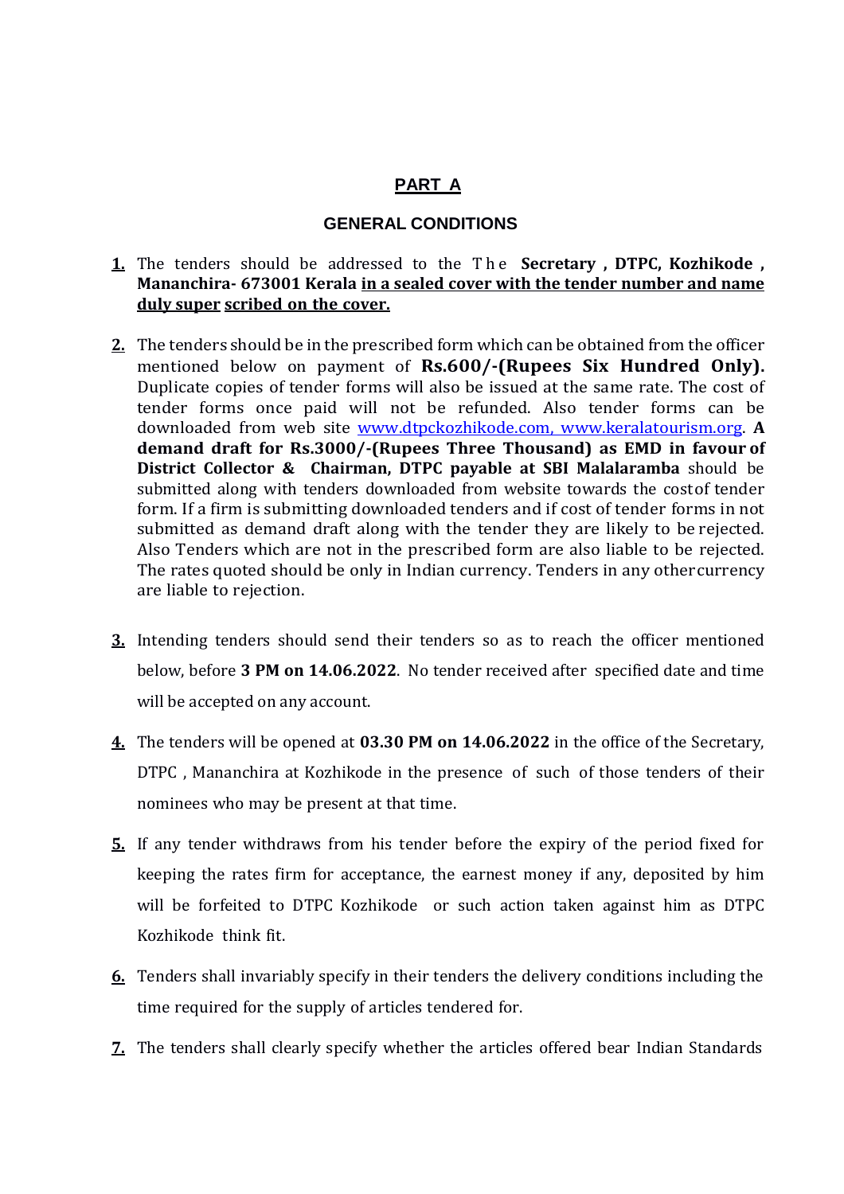## PART A

### GENERAL CONDITIONS

**1.** The tenders should be addressed to the The **Secretary , DTPC, Kozhikode , Mananchira- 673001 Kerala** in a sealed cover with the tender number and name duly super scribed on the cover.

**2.** The tenders should be in the prescribed form which can be obtained from the officer mentioned below on payment of **Rs.600/-(Rupees Six Hundred Only).** Duplicate copies of tender forms will also be issued at the same rate. The cost of tender forms once paid will not be refunded. Also tender forms can be downloaded from web site www.dtpckozhikode.com, www.keralatourism.org. **A demand draft for Rs.3000/-(Rupees Three Thousand) as EMD in favour of District Collector & Chairman, DTPC payable at SBI Malalaramba** should be submitted along with tenders downloaded from website towards the costof tender form. If a firm is submitting downloaded tenders and if cost of tender forms in not submitted as demand draft along with the tender they are likely to be rejected. Also Tenders which are not in the prescribed form are also liable to be rejected. The rates quoted should be only in Indian currency. Tenders in any other currency are liable to rejection.

**3.** Intending tenders should send their tenders so as to reach the officer mentioned below, before **3 PM on 14.06.2022**. No tender received after specified date and time will be accepted on any account.

**4.** The tenders will be opened at **03.30 PM on 14.06.2022** in the office of the Secretary, DTPC , Mananchira at Kozhikode in the presence of such of those tenders of their nominees who may be present at that time.

**5.** If any tender withdraws from his tender before the expiry of the period fixed for keeping the rates firm for acceptance, the earnest money if any, deposited by him will be forfeited to DTPC Kozhikode or such action taken against him as DTPC Kozhikode think fit.

**6.** Tenders shall invariably specify in their tenders the delivery conditions including the time required for the supply of articles tendered for.

**7.** The tenders shall clearly specify whether the articles offered bear Indian Standards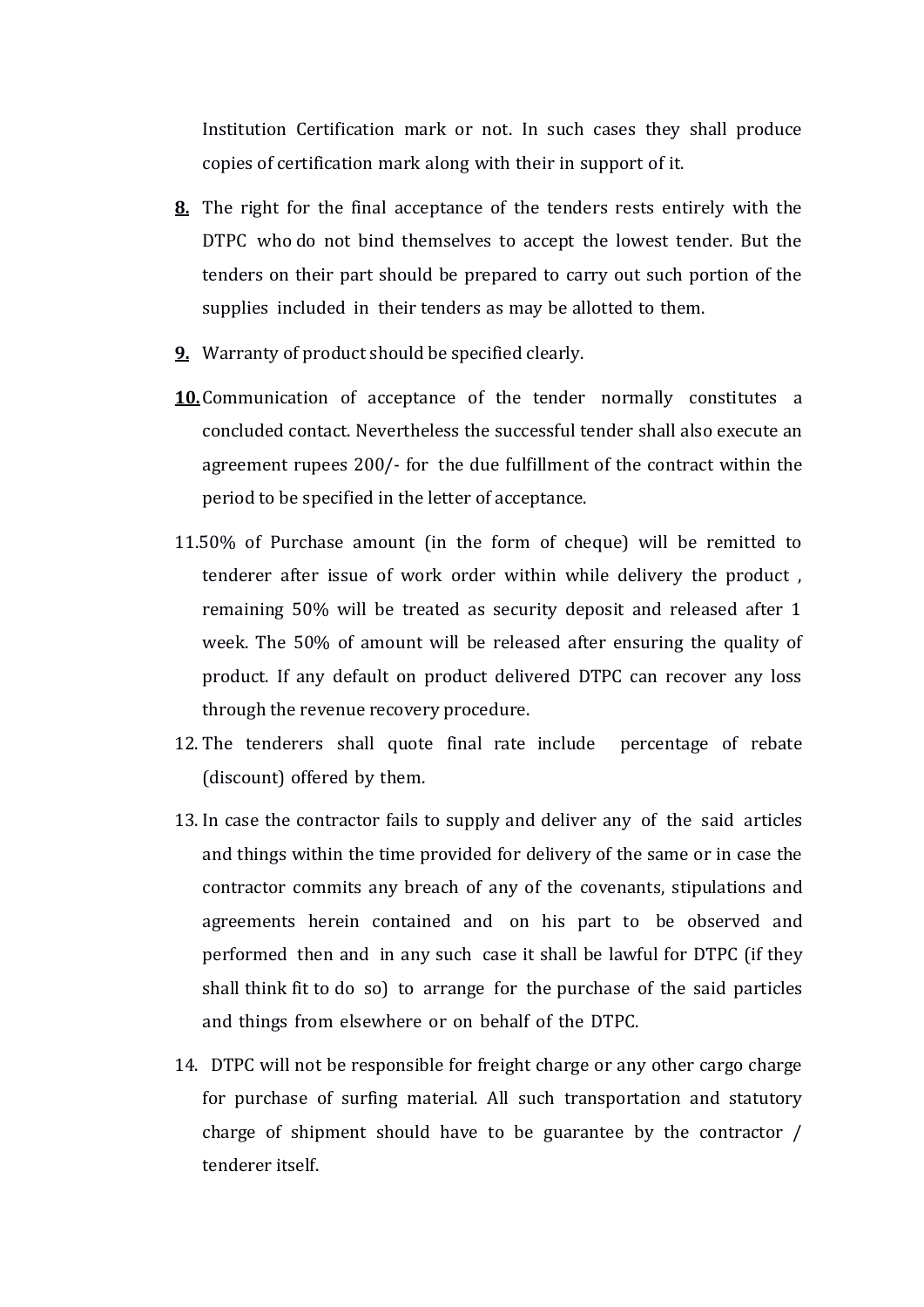Institution Certification mark or not. In such cases they shall produce copies of certification mark along with their in support of it.

**8.** The right for the final acceptance of the tenders rests entirely with the DTPC who do not bind themselves to accept the lowest tender. But the tenders on their part should be prepared to carry out such portion of the supplies included in their tenders as may be allotted to them.

**9.** Warranty of product should be specified clearly.

**10.** Communication of acceptance of the tender normally constitutes a concluded contact. Nevertheless the successful tender shall also execute an agreement rupees 200/- for the due fulfillment of the contract within the period to be specified in the letter of acceptance.

11. 50% of Purchase amount (in the form of cheque) will be remitted to tenderer after issue of work order within while delivery the product , remaining 50% will be treated as security deposit and released after 1 week. The 50% of amount will be released after ensuring the quality of product. If any default on product delivered DTPC can recover any loss through the revenue recovery procedure.

12. The tenderers shall quote final rate include percentage of rebate (discount) offered by them.

13. In case the contractor fails to supply and deliver any of the said articles and things within the time provided for delivery of the same or in case the contractor commits any breach of any of the covenants, stipulations and agreements herein contained and on his part to be observed and performed then and in any such case it shall be lawful for DTPC (if they shall think fit to do so) to arrange for the purchase of the said particles and things from elsewhere or on behalf of the DTPC.

14. DTPC will not be responsible for freight charge or any other cargo charge for purchase of surfing material. All such transportation and statutory charge of shipment should have to be guarantee by the contractor / tenderer itself.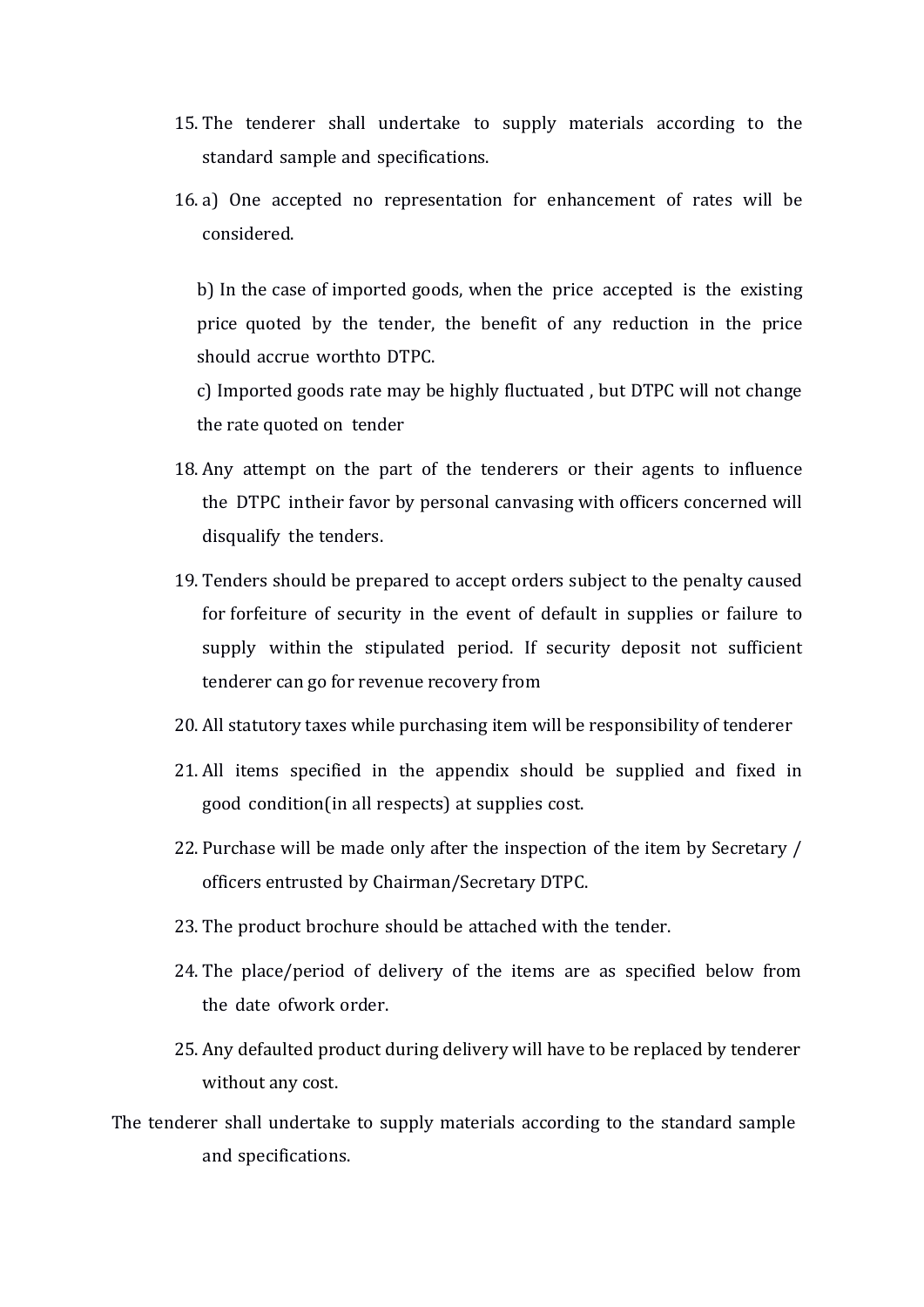15. The tenderer shall undertake to supply materials according to the standard sample and specifications.

16. a) One accepted no representation for enhancement of rates will be considered.

    b) In the case of imported goods, when the price accepted is the existing price quoted by the tender, the benefit of any reduction in the price should accrue worthto DTPC.

    c) Imported goods rate may be highly fluctuated , but DTPC will not change the rate quoted on tender

18. Any attempt on the part of the tenderers or their agents to influence the DTPC intheir favor by personal canvasing with officers concerned will disqualify the tenders.

19. Tenders should be prepared to accept orders subject to the penalty caused for forfeiture of security in the event of default in supplies or failure to supply within the stipulated period. If security deposit not sufficient tenderer can go for revenue recovery from

20. All statutory taxes while purchasing item will be responsibility of tenderer

21. All items specified in the appendix should be supplied and fixed in good condition(in all respects) at supplies cost.

22. Purchase will be made only after the inspection of the item by Secretary / officers entrusted by Chairman/Secretary DTPC.

23. The product brochure should be attached with the tender.

24. The place/period of delivery of the items are as specified below from the date ofwork order.

25. Any defaulted product during delivery will have to be replaced by tenderer without any cost.

The tenderer shall undertake to supply materials according to the standard sample and specifications.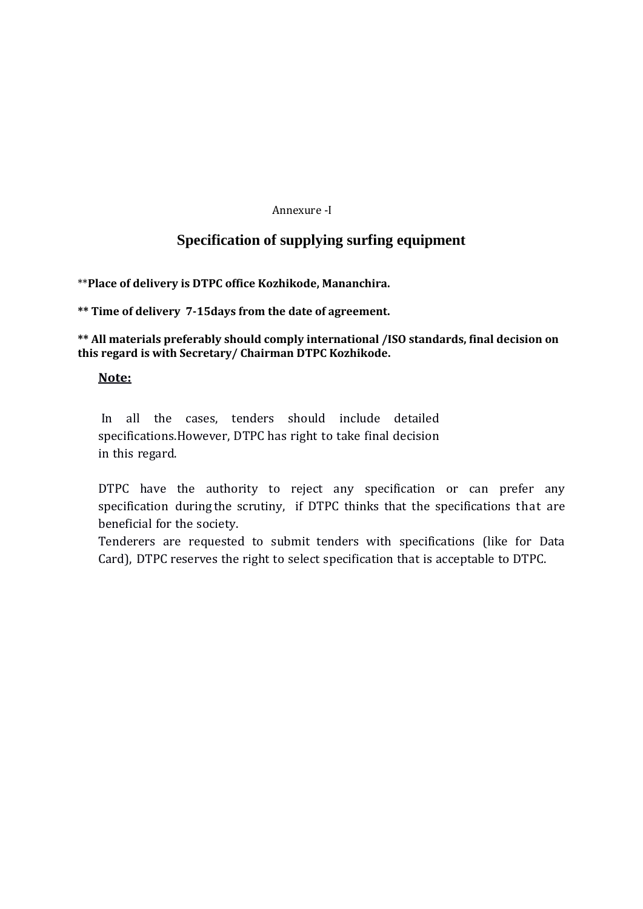Annexure -I

## Specification of supplying surfing equipment

**Place of delivery is DTPC office Kozhikode, Mananchira.**

**** Time of delivery 7-15days from the date of agreement.**

**** All materials preferably should comply international /ISO standards, final decision on this regard is with Secretary/ Chairman DTPC Kozhikode.**

**<u>Note:</u>**

In all the cases, tenders should include detailed specifications.However, DTPC has right to take final decision in this regard.

DTPC have the authority to reject any specification or can prefer any specification during the scrutiny, if DTPC thinks that the specifications that are beneficial for the society.

Tenderers are requested to submit tenders with specifications (like for Data Card), DTPC reserves the right to select specification that is acceptable to DTPC.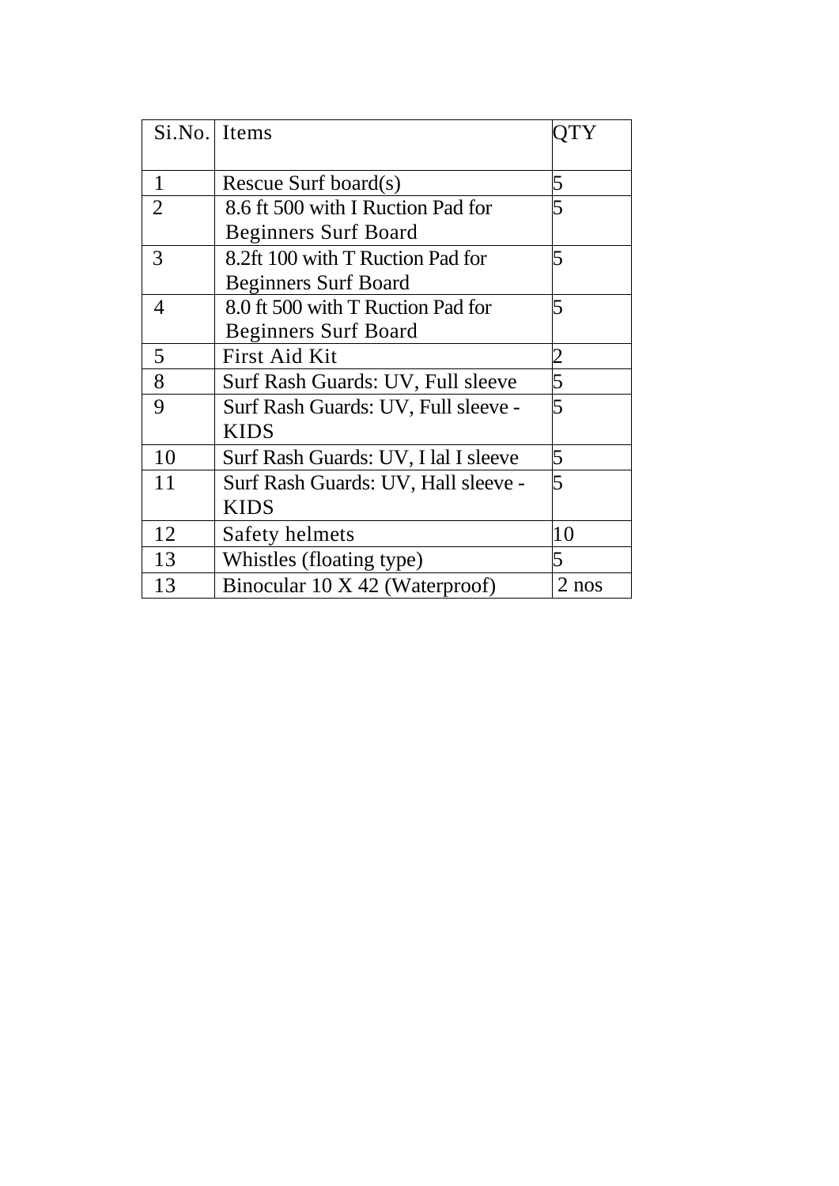| Si.No. | Items | QTY |
|---|---|---|
| 1 | Rescue Surf board(s) | 5 |
| 2 | 8.6 ft 500 with I Ruction Pad for Beginners Surf Board | 5 |
| 3 | 8.2ft 100 with T Ruction Pad for Beginners Surf Board | 5 |
| 4 | 8.0 ft 500 with T Ruction Pad for Beginners Surf Board | 5 |
| 5 | First Aid Kit | 2 |
| 8 | Surf Rash Guards: UV, Full sleeve | 5 |
| 9 | Surf Rash Guards: UV, Full sleeve - KIDS | 5 |
| 10 | Surf Rash Guards: UV, I lal I sleeve | 5 |
| 11 | Surf Rash Guards: UV, Hall sleeve - KIDS | 5 |
| 12 | Safety helmets | 10 |
| 13 | Whistles (floating type) | 5 |
| 13 | Binocular 10 X 42 (Waterproof) | 2 nos |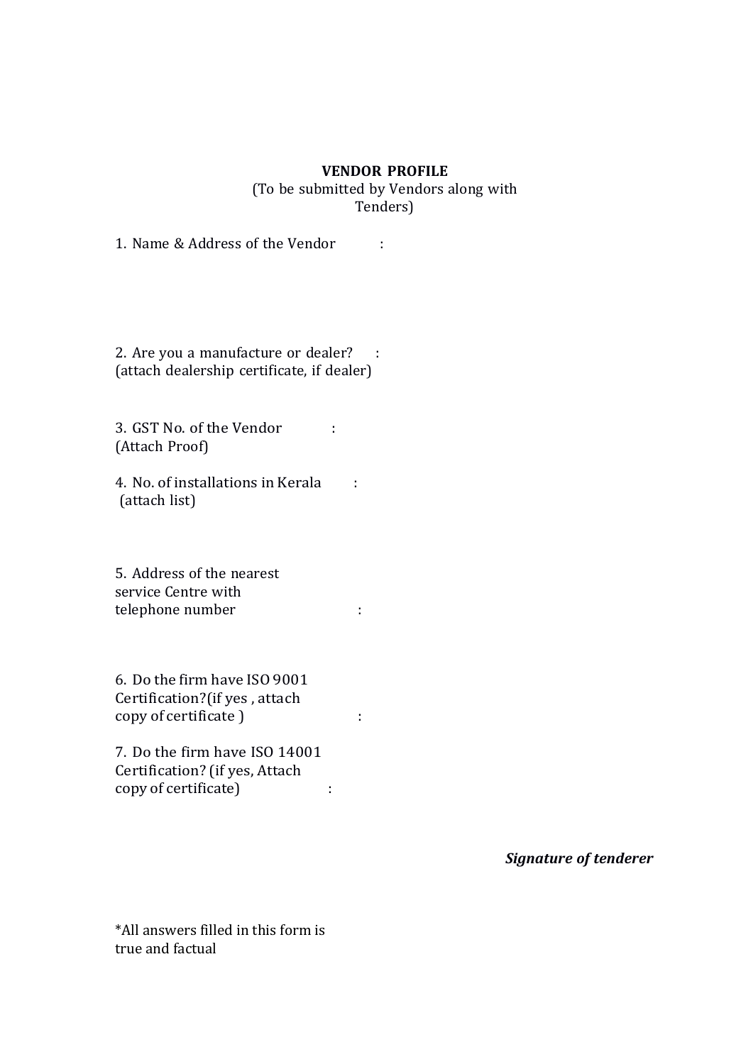**VENDOR PROFILE**

(To be submitted by Vendors along with Tenders)

1. Name & Address of the Vendor :

2. Are you a manufacture or dealer? :
(attach dealership certificate, if dealer)

3. GST No. of the Vendor :
(Attach Proof)

4. No. of installations in Kerala :
(attach list)

5. Address of the nearest service Centre with telephone number :

6. Do the firm have ISO 9001 Certification?(if yes , attach copy of certificate ) :

7. Do the firm have ISO 14001 Certification? (if yes, Attach copy of certificate) :

***Signature of tenderer***

*All answers filled in this form is true and factual